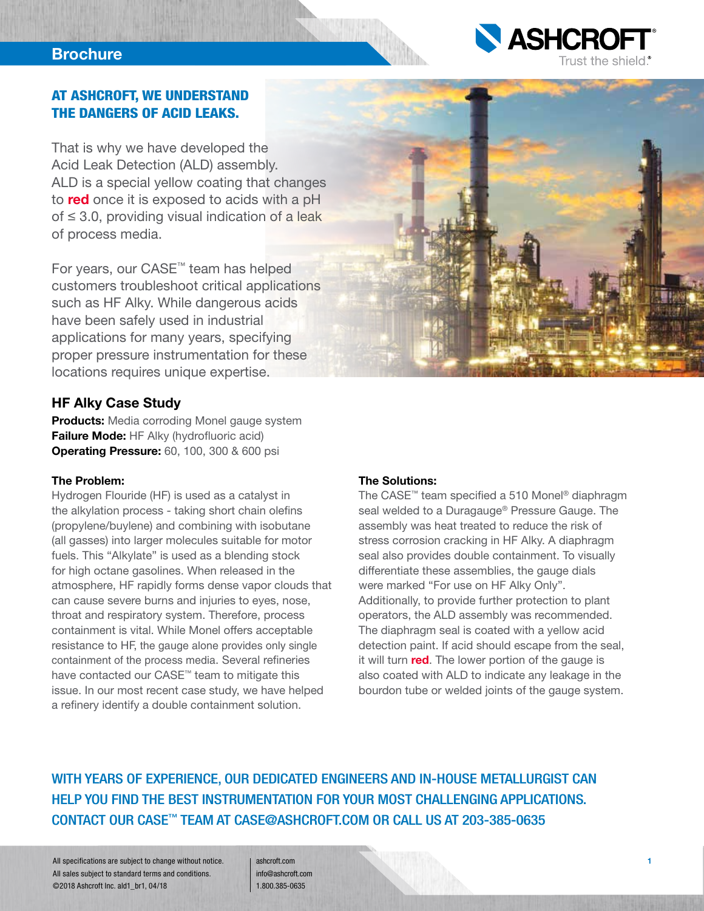Brochure

## AT ASHCROFT, WE UNDERSTAND THE DANGERS OF ACID LEAKS.

That is why we have developed the Acid Leak Detection (ALD) assembly. ALD is a special yellow coating that changes to **red** once it is exposed to acids with a pH of ≤ 3.0, providing visual indication of a leak of process media.

For years, our CASE™ team has helped customers troubleshoot critical applications such as HF Alky. While dangerous acids have been safely used in industrial applications for many years, specifying proper pressure instrumentation for these locations requires unique expertise.

## HF Alky Case Study

**Products:** Media corroding Monel gauge system
**Failure Mode:** HF Alky (hydrofluoric acid)
**Operating Pressure:** 60, 100, 300 & 600 psi

### The Problem:

Hydrogen Flouride (HF) is used as a catalyst in the alkylation process - taking short chain olefins (propylene/buylene) and combining with isobutane (all gasses) into larger molecules suitable for motor fuels. This "Alkylate" is used as a blending stock for high octane gasolines. When released in the atmosphere, HF rapidly forms dense vapor clouds that can cause severe burns and injuries to eyes, nose, throat and respiratory system. Therefore, process containment is vital. While Monel offers acceptable resistance to HF, the gauge alone provides only single containment of the process media. Several refineries have contacted our CASE™ team to mitigate this issue. In our most recent case study, we have helped a refinery identify a double containment solution.

### The Solutions:

The CASE™ team specified a 510 Monel® diaphragm seal welded to a Duragauge® Pressure Gauge. The assembly was heat treated to reduce the risk of stress corrosion cracking in HF Alky. A diaphragm seal also provides double containment. To visually differentiate these assemblies, the gauge dials were marked "For use on HF Alky Only". Additionally, to provide further protection to plant operators, the ALD assembly was recommended. The diaphragm seal is coated with a yellow acid detection paint. If acid should escape from the seal, it will turn **red**. The lower portion of the gauge is also coated with ALD to indicate any leakage in the bourdon tube or welded joints of the gauge system.

**WITH YEARS OF EXPERIENCE, OUR DEDICATED ENGINEERS AND IN-HOUSE METALLURGIST CAN HELP YOU FIND THE BEST INSTRUMENTATION FOR YOUR MOST CHALLENGING APPLICATIONS. CONTACT OUR CASE™ TEAM AT CASE@ASHCROFT.COM OR CALL US AT 203-385-0635**

All specifications are subject to change without notice.
All sales subject to standard terms and conditions.
©2018 Ashcroft Inc. ald1_br1, 04/18

ashcroft.com
info@ashcroft.com
1.800.385-0635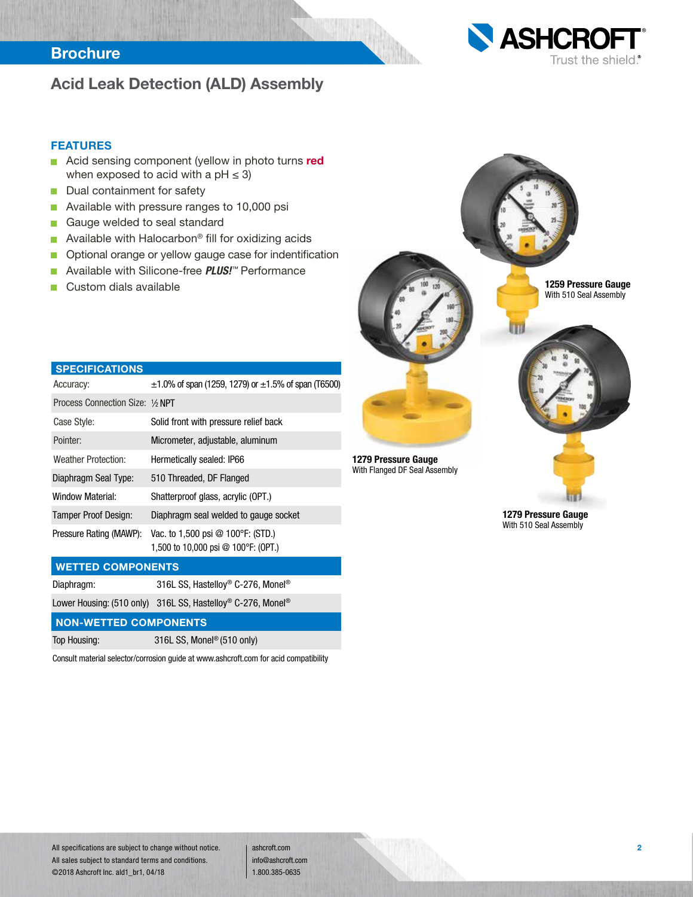Brochure

# Acid Leak Detection (ALD) Assembly

## FEATURES

- Acid sensing component (yellow in photo turns **red** when exposed to acid with a pH ≤ 3)
- Dual containment for safety
- Available with pressure ranges to 10,000 psi
- Gauge welded to seal standard
- Available with Halocarbon® fill for oxidizing acids
- Optional orange or yellow gauge case for indentification
- Available with Silicone-free ***PLUS!***™ Performance
- Custom dials available

| SPECIFICATIONS | |
|---|---|
| Accuracy: | ±1.0% of span (1259, 1279) or ±1.5% of span (T6500) |
| Process Connection Size: | ½ NPT |
| Case Style: | Solid front with pressure relief back |
| Pointer: | Micrometer, adjustable, aluminum |
| Weather Protection: | Hermetically sealed: IP66 |
| Diaphragm Seal Type: | 510 Threaded, DF Flanged |
| Window Material: | Shatterproof glass, acrylic (OPT.) |
| Tamper Proof Design: | Diaphragm seal welded to gauge socket |
| Pressure Rating (MAWP): | Vac. to 1,500 psi @ 100°F: (STD.)<br>1,500 to 10,000 psi @ 100°F: (OPT.) |

| WETTED COMPONENTS | |
|---|---|
| Diaphragm: | 316L SS, Hastelloy® C-276, Monel® |
| Lower Housing: (510 only) | 316L SS, Hastelloy® C-276, Monel® |

| NON-WETTED COMPONENTS | |
|---|---|
| Top Housing: | 316L SS, Monel® (510 only) |

Consult material selector/corrosion guide at www.ashcroft.com for acid compatibility

**1259 Pressure Gauge**
With 510 Seal Assembly

**1279 Pressure Gauge**
With Flanged DF Seal Assembly

**1279 Pressure Gauge**
With 510 Seal Assembly

All specifications are subject to change without notice.
All sales subject to standard terms and conditions.
©2018 Ashcroft Inc. ald1_br1, 04/18

ashcroft.com
info@ashcroft.com
1.800.385-0635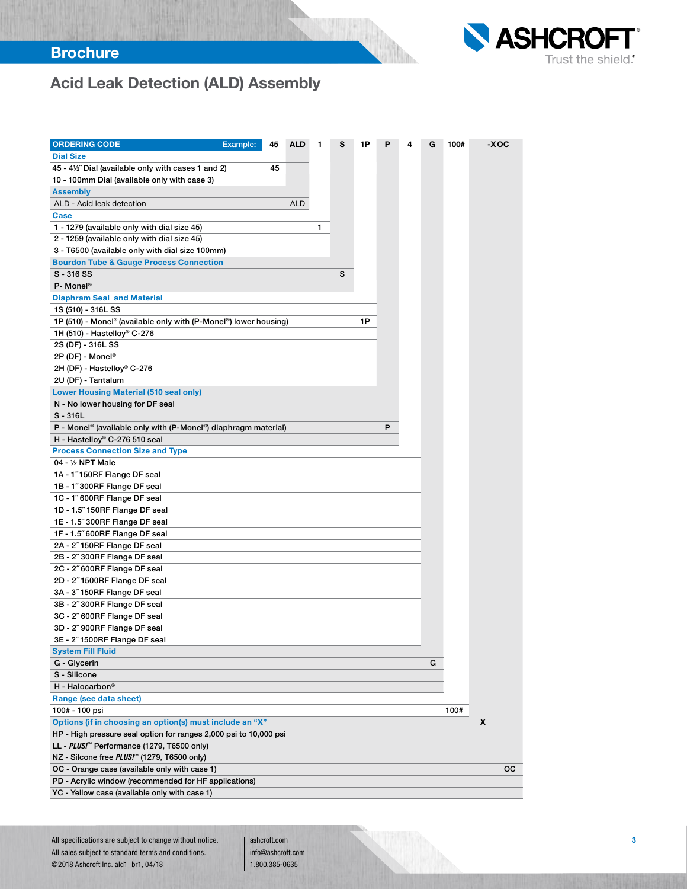# Acid Leak Detection (ALD) Assembly

| ORDERING CODE | Example: | 45 | ALD | 1 | S | 1P | P | 4 | G | 100# | -X OC |
|---|---|---|---|---|---|---|---|---|---|---|---|
| **Dial Size** | | | | | | | | | | | |
| 45 - 4½˝ Dial (available only with cases 1 and 2) | | 45 | | | | | | | | | |
| 10 - 100mm Dial (available only with case 3) | | | | | | | | | | | |
| **Assembly** | | | | | | | | | | | |
| ALD - Acid leak detection | | | ALD | | | | | | | | |
| **Case** | | | | | | | | | | | |
| 1 - 1279 (available only with dial size 45) | | | | 1 | | | | | | | |
| 2 - 1259 (available only with dial size 45) | | | | | | | | | | | |
| 3 - T6500 (available only with dial size 100mm) | | | | | | | | | | | |
| **Bourdon Tube & Gauge Process Connection** | | | | | | | | | | | |
| S - 316 SS | | | | | S | | | | | | |
| P- Monel® | | | | | | | | | | | |
| **Diaphram Seal and Material** | | | | | | | | | | | |
| 1S (510) - 316L SS | | | | | | | | | | | |
| 1P (510) - Monel® (available only with (P-Monel®) lower housing) | | | | | | 1P | | | | | |
| 1H (510) - Hastelloy® C-276 | | | | | | | | | | | |
| 2S (DF) - 316L SS | | | | | | | | | | | |
| 2P (DF) - Monel® | | | | | | | | | | | |
| 2H (DF) - Hastelloy® C-276 | | | | | | | | | | | |
| 2U (DF) - Tantalum | | | | | | | | | | | |
| **Lower Housing Material (510 seal only)** | | | | | | | | | | | |
| N - No lower housing for DF seal | | | | | | | | | | | |
| S - 316L | | | | | | | | | | | |
| P - Monel® (available only with (P-Monel®) diaphragm material) | | | | | | | P | | | | |
| H - Hastelloy® C-276 510 seal | | | | | | | | | | | |
| **Process Connection Size and Type** | | | | | | | | | | | |
| 04 - ½ NPT Male | | | | | | | | | | | |
| 1A - 1˝ 150RF Flange DF seal | | | | | | | | | | | |
| 1B - 1˝ 300RF Flange DF seal | | | | | | | | | | | |
| 1C - 1˝ 600RF Flange DF seal | | | | | | | | | | | |
| 1D - 1.5˝ 150RF Flange DF seal | | | | | | | | | | | |
| 1E - 1.5˝ 300RF Flange DF seal | | | | | | | | | | | |
| 1F - 1.5˝ 600RF Flange DF seal | | | | | | | | | | | |
| 2A - 2˝ 150RF Flange DF seal | | | | | | | | | | | |
| 2B - 2˝ 300RF Flange DF seal | | | | | | | | | | | |
| 2C - 2˝ 600RF Flange DF seal | | | | | | | | | | | |
| 2D - 2˝ 1500RF Flange DF seal | | | | | | | | | | | |
| 3A - 3˝ 150RF Flange DF seal | | | | | | | | | | | |
| 3B - 2˝ 300RF Flange DF seal | | | | | | | | | | | |
| 3C - 2˝ 600RF Flange DF seal | | | | | | | | | | | |
| 3D - 2˝ 900RF Flange DF seal | | | | | | | | | | | |
| 3E - 2˝ 1500RF Flange DF seal | | | | | | | | | | | |
| **System Fill Fluid** | | | | | | | | | | | |
| G - Glycerin | | | | | | | | | G | | |
| S - Silicone | | | | | | | | | | | |
| H - Halocarbon® | | | | | | | | | | | |
| **Range (see data sheet)** | | | | | | | | | | | |
| 100# - 100 psi | | | | | | | | | | 100# | |
| **Options (if in choosing an option(s) must include an "X"** | | | | | | | | | | | X |
| HP - High pressure seal option for ranges 2,000 psi to 10,000 psi | | | | | | | | | | | |
| LL - *PLUS!*™ Performance (1279, T6500 only) | | | | | | | | | | | |
| NZ - Silcone free *PLUS!*™ (1279, T6500 only) | | | | | | | | | | | |
| OC - Orange case (available only with case 1) | | | | | | | | | | | OC |
| PD - Acrylic window (recommended for HF applications) | | | | | | | | | | | |
| YC - Yellow case (available only with case 1) | | | | | | | | | | | |

All specifications are subject to change without notice.
All sales subject to standard terms and conditions.
©2018 Ashcroft Inc. ald1_br1, 04/18

ashcroft.com
info@ashcroft.com
1.800.385-0635